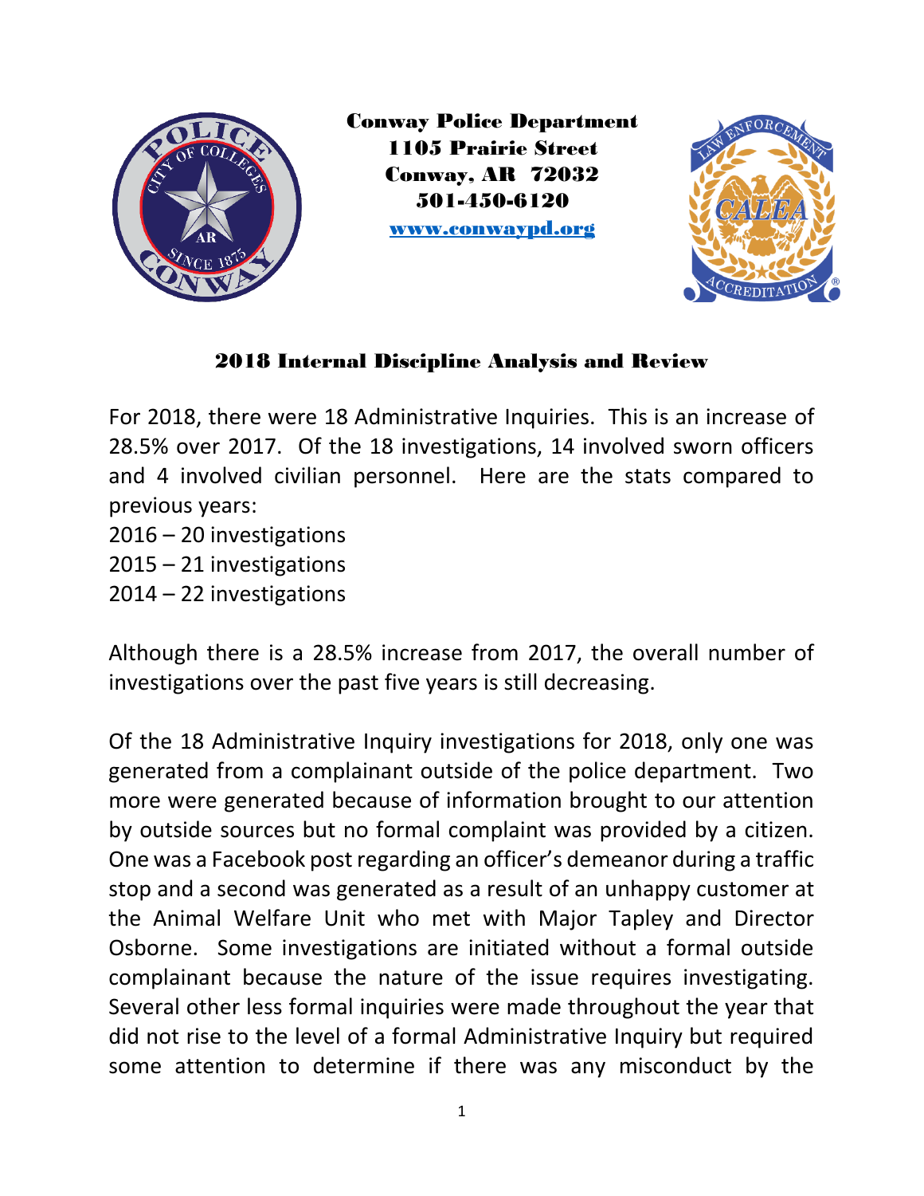**Conway Police Department**
**1105 Prairie Street**
**Conway, AR 72032**
**501-450-6120**
**www.conwaypd.org**

## 2018 Internal Discipline Analysis and Review

For 2018, there were 18 Administrative Inquiries. This is an increase of 28.5% over 2017. Of the 18 investigations, 14 involved sworn officers and 4 involved civilian personnel. Here are the stats compared to previous years:

2016 – 20 investigations
2015 – 21 investigations
2014 – 22 investigations

Although there is a 28.5% increase from 2017, the overall number of investigations over the past five years is still decreasing.

Of the 18 Administrative Inquiry investigations for 2018, only one was generated from a complainant outside of the police department. Two more were generated because of information brought to our attention by outside sources but no formal complaint was provided by a citizen. One was a Facebook post regarding an officer's demeanor during a traffic stop and a second was generated as a result of an unhappy customer at the Animal Welfare Unit who met with Major Tapley and Director Osborne. Some investigations are initiated without a formal outside complainant because the nature of the issue requires investigating. Several other less formal inquiries were made throughout the year that did not rise to the level of a formal Administrative Inquiry but required some attention to determine if there was any misconduct by the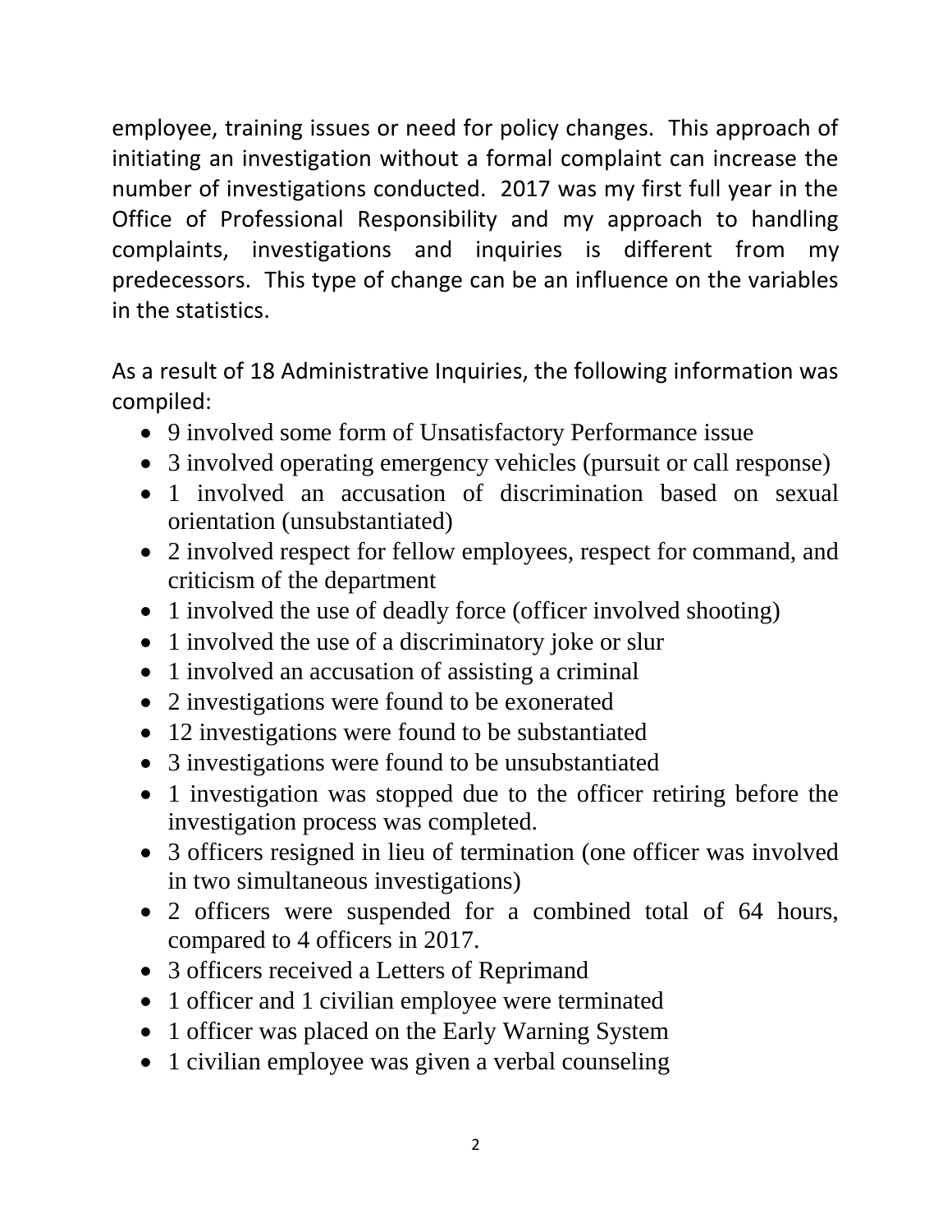employee, training issues or need for policy changes. This approach of initiating an investigation without a formal complaint can increase the number of investigations conducted. 2017 was my first full year in the Office of Professional Responsibility and my approach to handling complaints, investigations and inquiries is different from my predecessors. This type of change can be an influence on the variables in the statistics.

As a result of 18 Administrative Inquiries, the following information was compiled:

- 9 involved some form of Unsatisfactory Performance issue
- 3 involved operating emergency vehicles (pursuit or call response)
- 1 involved an accusation of discrimination based on sexual orientation (unsubstantiated)
- 2 involved respect for fellow employees, respect for command, and criticism of the department
- 1 involved the use of deadly force (officer involved shooting)
- 1 involved the use of a discriminatory joke or slur
- 1 involved an accusation of assisting a criminal
- 2 investigations were found to be exonerated
- 12 investigations were found to be substantiated
- 3 investigations were found to be unsubstantiated
- 1 investigation was stopped due to the officer retiring before the investigation process was completed.
- 3 officers resigned in lieu of termination (one officer was involved in two simultaneous investigations)
- 2 officers were suspended for a combined total of 64 hours, compared to 4 officers in 2017.
- 3 officers received a Letters of Reprimand
- 1 officer and 1 civilian employee were terminated
- 1 officer was placed on the Early Warning System
- 1 civilian employee was given a verbal counseling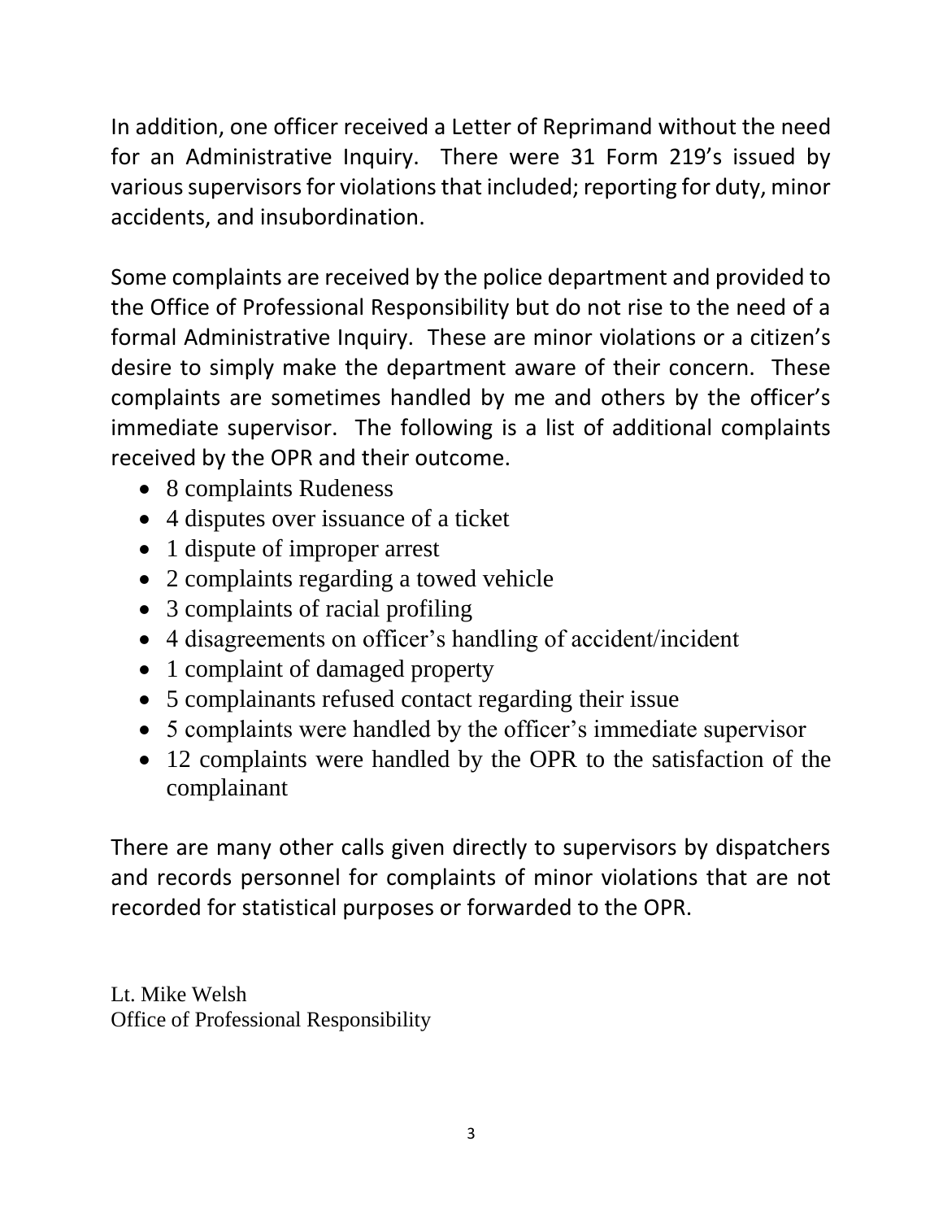In addition, one officer received a Letter of Reprimand without the need for an Administrative Inquiry. There were 31 Form 219's issued by various supervisors for violations that included; reporting for duty, minor accidents, and insubordination.

Some complaints are received by the police department and provided to the Office of Professional Responsibility but do not rise to the need of a formal Administrative Inquiry. These are minor violations or a citizen's desire to simply make the department aware of their concern. These complaints are sometimes handled by me and others by the officer's immediate supervisor. The following is a list of additional complaints received by the OPR and their outcome.

- 8 complaints Rudeness
- 4 disputes over issuance of a ticket
- 1 dispute of improper arrest
- 2 complaints regarding a towed vehicle
- 3 complaints of racial profiling
- 4 disagreements on officer's handling of accident/incident
- 1 complaint of damaged property
- 5 complainants refused contact regarding their issue
- 5 complaints were handled by the officer's immediate supervisor
- 12 complaints were handled by the OPR to the satisfaction of the complainant

There are many other calls given directly to supervisors by dispatchers and records personnel for complaints of minor violations that are not recorded for statistical purposes or forwarded to the OPR.

Lt. Mike Welsh
Office of Professional Responsibility